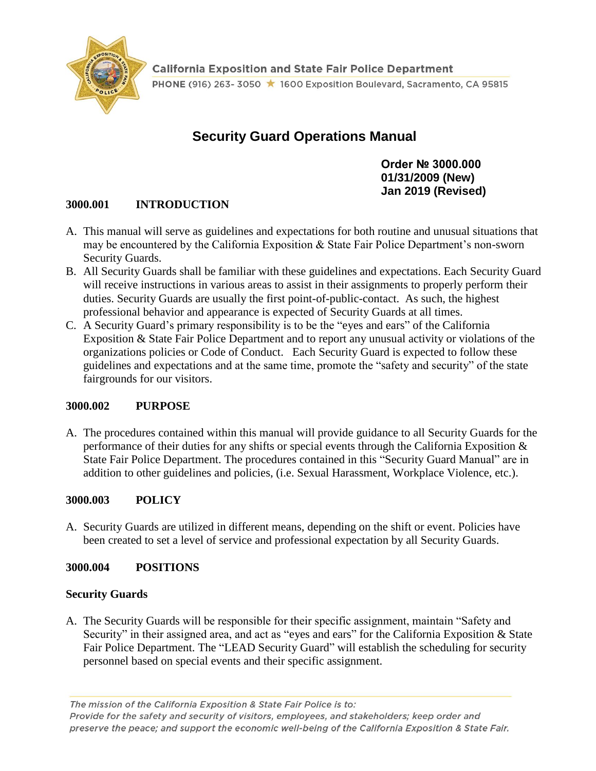California Exposition and State Fair Police Department

PHONE (916) 263- 3050 ★ 1600 Exposition Boulevard, Sacramento, CA 95815

# Security Guard Operations Manual

**Order № 3000.000**
**01/31/2009 (New)**
**Jan 2019 (Revised)**

## 3000.001 INTRODUCTION

A. This manual will serve as guidelines and expectations for both routine and unusual situations that may be encountered by the California Exposition & State Fair Police Department's non-sworn Security Guards.

B. All Security Guards shall be familiar with these guidelines and expectations. Each Security Guard will receive instructions in various areas to assist in their assignments to properly perform their duties. Security Guards are usually the first point-of-public-contact. As such, the highest professional behavior and appearance is expected of Security Guards at all times.

C. A Security Guard's primary responsibility is to be the "eyes and ears" of the California Exposition & State Fair Police Department and to report any unusual activity or violations of the organizations policies or Code of Conduct. Each Security Guard is expected to follow these guidelines and expectations and at the same time, promote the "safety and security" of the state fairgrounds for our visitors.

## 3000.002 PURPOSE

A. The procedures contained within this manual will provide guidance to all Security Guards for the performance of their duties for any shifts or special events through the California Exposition & State Fair Police Department. The procedures contained in this "Security Guard Manual" are in addition to other guidelines and policies, (i.e. Sexual Harassment, Workplace Violence, etc.).

## 3000.003 POLICY

A. Security Guards are utilized in different means, depending on the shift or event. Policies have been created to set a level of service and professional expectation by all Security Guards.

## 3000.004 POSITIONS

### Security Guards

A. The Security Guards will be responsible for their specific assignment, maintain "Safety and Security" in their assigned area, and act as "eyes and ears" for the California Exposition & State Fair Police Department. The "LEAD Security Guard" will establish the scheduling for security personnel based on special events and their specific assignment.

*The mission of the California Exposition & State Fair Police is to: Provide for the safety and security of visitors, employees, and stakeholders; keep order and preserve the peace; and support the economic well-being of the California Exposition & State Fair.*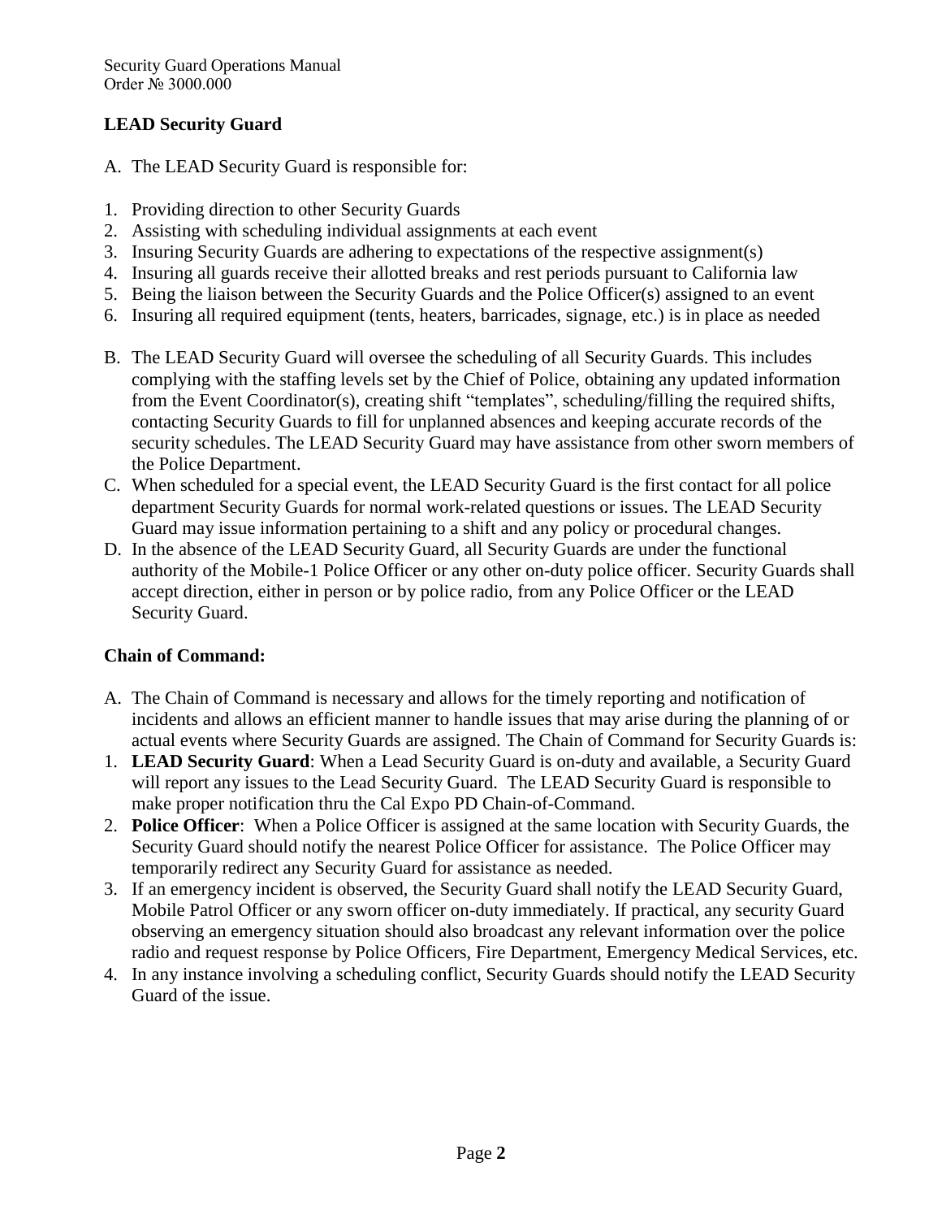### LEAD Security Guard

A. The LEAD Security Guard is responsible for:

1. Providing direction to other Security Guards
2. Assisting with scheduling individual assignments at each event
3. Insuring Security Guards are adhering to expectations of the respective assignment(s)
4. Insuring all guards receive their allotted breaks and rest periods pursuant to California law
5. Being the liaison between the Security Guards and the Police Officer(s) assigned to an event
6. Insuring all required equipment (tents, heaters, barricades, signage, etc.) is in place as needed

B. The LEAD Security Guard will oversee the scheduling of all Security Guards. This includes complying with the staffing levels set by the Chief of Police, obtaining any updated information from the Event Coordinator(s), creating shift "templates", scheduling/filling the required shifts, contacting Security Guards to fill for unplanned absences and keeping accurate records of the security schedules. The LEAD Security Guard may have assistance from other sworn members of the Police Department.

C. When scheduled for a special event, the LEAD Security Guard is the first contact for all police department Security Guards for normal work-related questions or issues. The LEAD Security Guard may issue information pertaining to a shift and any policy or procedural changes.

D. In the absence of the LEAD Security Guard, all Security Guards are under the functional authority of the Mobile-1 Police Officer or any other on-duty police officer. Security Guards shall accept direction, either in person or by police radio, from any Police Officer or the LEAD Security Guard.

### Chain of Command:

A. The Chain of Command is necessary and allows for the timely reporting and notification of incidents and allows an efficient manner to handle issues that may arise during the planning of or actual events where Security Guards are assigned. The Chain of Command for Security Guards is:

1. **LEAD Security Guard**: When a Lead Security Guard is on-duty and available, a Security Guard will report any issues to the Lead Security Guard. The LEAD Security Guard is responsible to make proper notification thru the Cal Expo PD Chain-of-Command.
2. **Police Officer**: When a Police Officer is assigned at the same location with Security Guards, the Security Guard should notify the nearest Police Officer for assistance. The Police Officer may temporarily redirect any Security Guard for assistance as needed.
3. If an emergency incident is observed, the Security Guard shall notify the LEAD Security Guard, Mobile Patrol Officer or any sworn officer on-duty immediately. If practical, any security Guard observing an emergency situation should also broadcast any relevant information over the police radio and request response by Police Officers, Fire Department, Emergency Medical Services, etc.
4. In any instance involving a scheduling conflict, Security Guards should notify the LEAD Security Guard of the issue.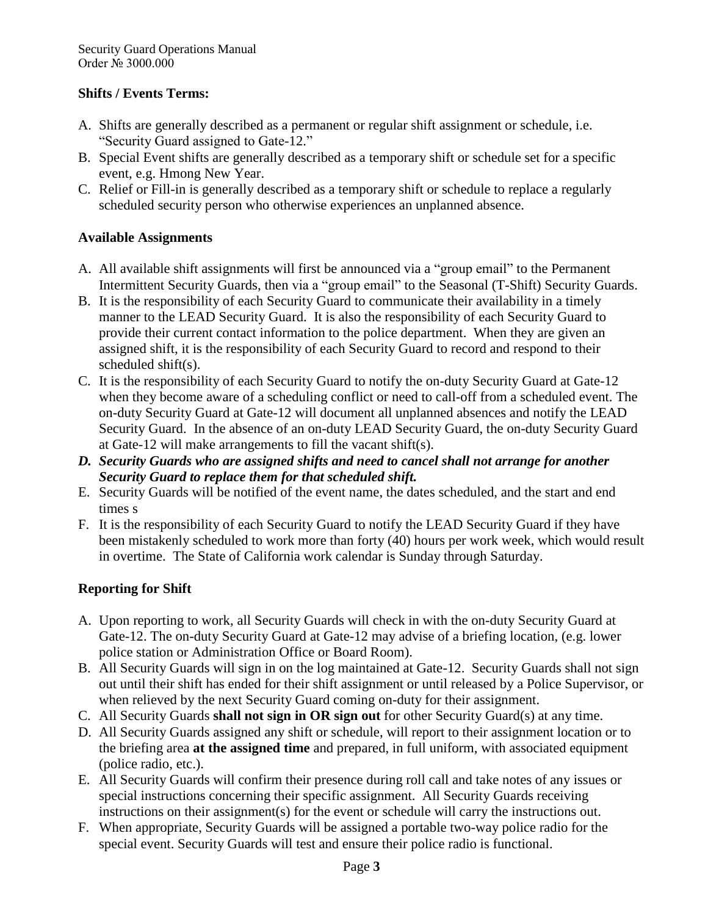**Shifts / Events Terms:**

A. Shifts are generally described as a permanent or regular shift assignment or schedule, i.e. "Security Guard assigned to Gate-12."
B. Special Event shifts are generally described as a temporary shift or schedule set for a specific event, e.g. Hmong New Year.
C. Relief or Fill-in is generally described as a temporary shift or schedule to replace a regularly scheduled security person who otherwise experiences an unplanned absence.

**Available Assignments**

A. All available shift assignments will first be announced via a "group email" to the Permanent Intermittent Security Guards, then via a "group email" to the Seasonal (T-Shift) Security Guards.
B. It is the responsibility of each Security Guard to communicate their availability in a timely manner to the LEAD Security Guard. It is also the responsibility of each Security Guard to provide their current contact information to the police department. When they are given an assigned shift, it is the responsibility of each Security Guard to record and respond to their scheduled shift(s).
C. It is the responsibility of each Security Guard to notify the on-duty Security Guard at Gate-12 when they become aware of a scheduling conflict or need to call-off from a scheduled event. The on-duty Security Guard at Gate-12 will document all unplanned absences and notify the LEAD Security Guard. In the absence of an on-duty LEAD Security Guard, the on-duty Security Guard at Gate-12 will make arrangements to fill the vacant shift(s).
D. ***Security Guards who are assigned shifts and need to cancel shall not arrange for another Security Guard to replace them for that scheduled shift.***
E. Security Guards will be notified of the event name, the dates scheduled, and the start and end times s
F. It is the responsibility of each Security Guard to notify the LEAD Security Guard if they have been mistakenly scheduled to work more than forty (40) hours per work week, which would result in overtime. The State of California work calendar is Sunday through Saturday.

**Reporting for Shift**

A. Upon reporting to work, all Security Guards will check in with the on-duty Security Guard at Gate-12. The on-duty Security Guard at Gate-12 may advise of a briefing location, (e.g. lower police station or Administration Office or Board Room).
B. All Security Guards will sign in on the log maintained at Gate-12. Security Guards shall not sign out until their shift has ended for their shift assignment or until released by a Police Supervisor, or when relieved by the next Security Guard coming on-duty for their assignment.
C. All Security Guards **shall not sign in OR sign out** for other Security Guard(s) at any time.
D. All Security Guards assigned any shift or schedule, will report to their assignment location or to the briefing area **at the assigned time** and prepared, in full uniform, with associated equipment (police radio, etc.).
E. All Security Guards will confirm their presence during roll call and take notes of any issues or special instructions concerning their specific assignment. All Security Guards receiving instructions on their assignment(s) for the event or schedule will carry the instructions out.
F. When appropriate, Security Guards will be assigned a portable two-way police radio for the special event. Security Guards will test and ensure their police radio is functional.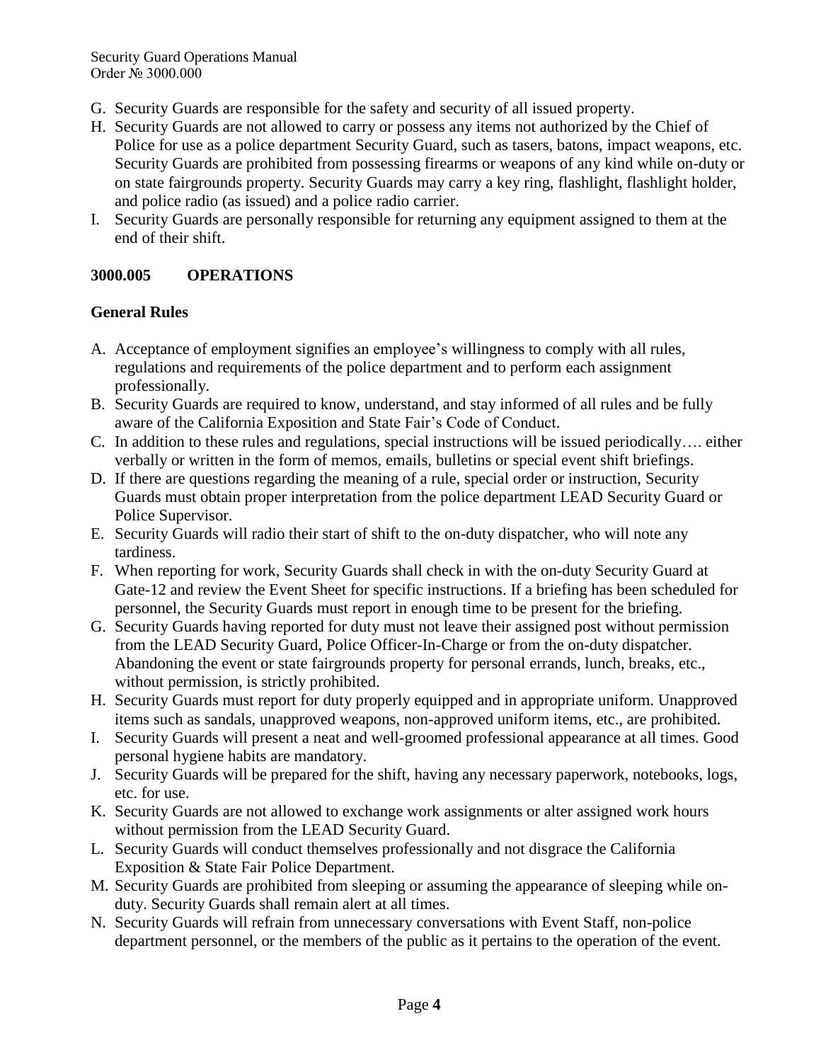G. Security Guards are responsible for the safety and security of all issued property.
H. Security Guards are not allowed to carry or possess any items not authorized by the Chief of Police for use as a police department Security Guard, such as tasers, batons, impact weapons, etc. Security Guards are prohibited from possessing firearms or weapons of any kind while on-duty or on state fairgrounds property. Security Guards may carry a key ring, flashlight, flashlight holder, and police radio (as issued) and a police radio carrier.
I. Security Guards are personally responsible for returning any equipment assigned to them at the end of their shift.

## 3000.005 OPERATIONS

### General Rules

A. Acceptance of employment signifies an employee's willingness to comply with all rules, regulations and requirements of the police department and to perform each assignment professionally.
B. Security Guards are required to know, understand, and stay informed of all rules and be fully aware of the California Exposition and State Fair's Code of Conduct.
C. In addition to these rules and regulations, special instructions will be issued periodically…. either verbally or written in the form of memos, emails, bulletins or special event shift briefings.
D. If there are questions regarding the meaning of a rule, special order or instruction, Security Guards must obtain proper interpretation from the police department LEAD Security Guard or Police Supervisor.
E. Security Guards will radio their start of shift to the on-duty dispatcher, who will note any tardiness.
F. When reporting for work, Security Guards shall check in with the on-duty Security Guard at Gate-12 and review the Event Sheet for specific instructions. If a briefing has been scheduled for personnel, the Security Guards must report in enough time to be present for the briefing.
G. Security Guards having reported for duty must not leave their assigned post without permission from the LEAD Security Guard, Police Officer-In-Charge or from the on-duty dispatcher. Abandoning the event or state fairgrounds property for personal errands, lunch, breaks, etc., without permission, is strictly prohibited.
H. Security Guards must report for duty properly equipped and in appropriate uniform. Unapproved items such as sandals, unapproved weapons, non-approved uniform items, etc., are prohibited.
I. Security Guards will present a neat and well-groomed professional appearance at all times. Good personal hygiene habits are mandatory.
J. Security Guards will be prepared for the shift, having any necessary paperwork, notebooks, logs, etc. for use.
K. Security Guards are not allowed to exchange work assignments or alter assigned work hours without permission from the LEAD Security Guard.
L. Security Guards will conduct themselves professionally and not disgrace the California Exposition & State Fair Police Department.
M. Security Guards are prohibited from sleeping or assuming the appearance of sleeping while on-duty. Security Guards shall remain alert at all times.
N. Security Guards will refrain from unnecessary conversations with Event Staff, non-police department personnel, or the members of the public as it pertains to the operation of the event.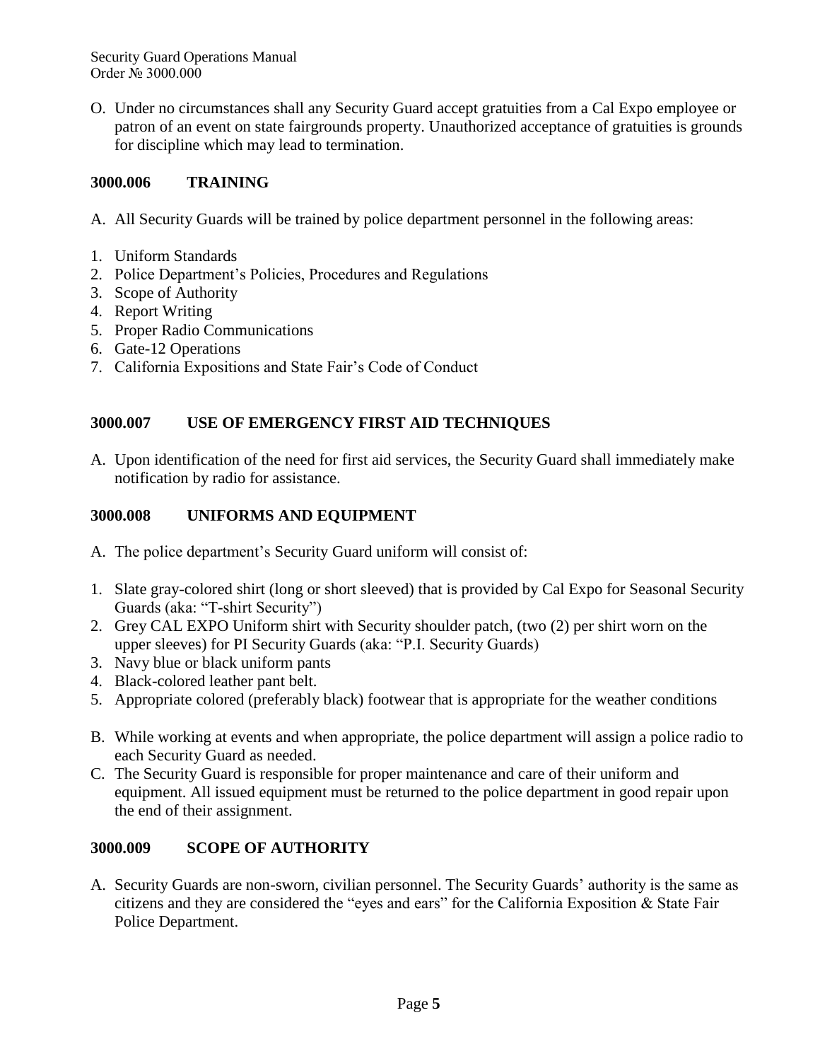O. Under no circumstances shall any Security Guard accept gratuities from a Cal Expo employee or patron of an event on state fairgrounds property. Unauthorized acceptance of gratuities is grounds for discipline which may lead to termination.

## 3000.006 TRAINING

A. All Security Guards will be trained by police department personnel in the following areas:

1. Uniform Standards
2. Police Department's Policies, Procedures and Regulations
3. Scope of Authority
4. Report Writing
5. Proper Radio Communications
6. Gate-12 Operations
7. California Expositions and State Fair's Code of Conduct

## 3000.007 USE OF EMERGENCY FIRST AID TECHNIQUES

A. Upon identification of the need for first aid services, the Security Guard shall immediately make notification by radio for assistance.

## 3000.008 UNIFORMS AND EQUIPMENT

A. The police department's Security Guard uniform will consist of:

1. Slate gray-colored shirt (long or short sleeved) that is provided by Cal Expo for Seasonal Security Guards (aka: "T-shirt Security")
2. Grey CAL EXPO Uniform shirt with Security shoulder patch, (two (2) per shirt worn on the upper sleeves) for PI Security Guards (aka: "P.I. Security Guards)
3. Navy blue or black uniform pants
4. Black-colored leather pant belt.
5. Appropriate colored (preferably black) footwear that is appropriate for the weather conditions

B. While working at events and when appropriate, the police department will assign a police radio to each Security Guard as needed.

C. The Security Guard is responsible for proper maintenance and care of their uniform and equipment. All issued equipment must be returned to the police department in good repair upon the end of their assignment.

## 3000.009 SCOPE OF AUTHORITY

A. Security Guards are non-sworn, civilian personnel. The Security Guards' authority is the same as citizens and they are considered the "eyes and ears" for the California Exposition & State Fair Police Department.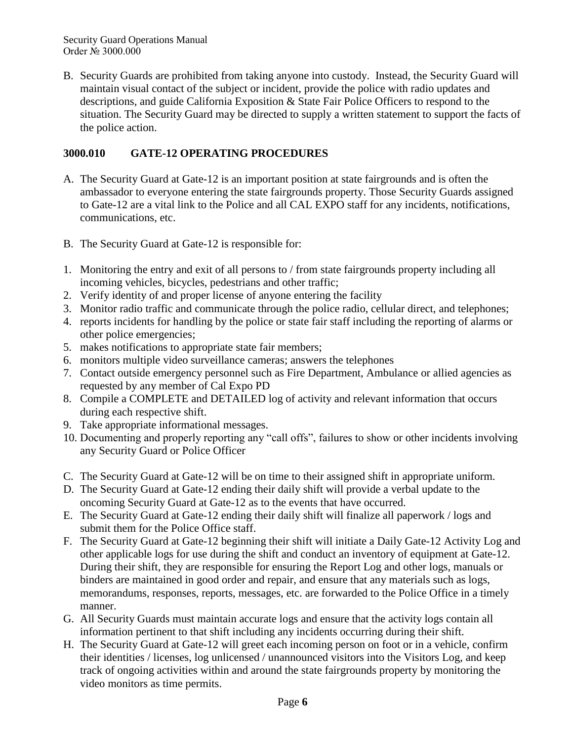B. Security Guards are prohibited from taking anyone into custody. Instead, the Security Guard will maintain visual contact of the subject or incident, provide the police with radio updates and descriptions, and guide California Exposition & State Fair Police Officers to respond to the situation. The Security Guard may be directed to supply a written statement to support the facts of the police action.

## 3000.010 GATE-12 OPERATING PROCEDURES

A. The Security Guard at Gate-12 is an important position at state fairgrounds and is often the ambassador to everyone entering the state fairgrounds property. Those Security Guards assigned to Gate-12 are a vital link to the Police and all CAL EXPO staff for any incidents, notifications, communications, etc.

B. The Security Guard at Gate-12 is responsible for:

1. Monitoring the entry and exit of all persons to / from state fairgrounds property including all incoming vehicles, bicycles, pedestrians and other traffic;
2. Verify identity of and proper license of anyone entering the facility
3. Monitor radio traffic and communicate through the police radio, cellular direct, and telephones;
4. reports incidents for handling by the police or state fair staff including the reporting of alarms or other police emergencies;
5. makes notifications to appropriate state fair members;
6. monitors multiple video surveillance cameras; answers the telephones
7. Contact outside emergency personnel such as Fire Department, Ambulance or allied agencies as requested by any member of Cal Expo PD
8. Compile a COMPLETE and DETAILED log of activity and relevant information that occurs during each respective shift.
9. Take appropriate informational messages.
10. Documenting and properly reporting any "call offs", failures to show or other incidents involving any Security Guard or Police Officer

C. The Security Guard at Gate-12 will be on time to their assigned shift in appropriate uniform.

D. The Security Guard at Gate-12 ending their daily shift will provide a verbal update to the oncoming Security Guard at Gate-12 as to the events that have occurred.

E. The Security Guard at Gate-12 ending their daily shift will finalize all paperwork / logs and submit them for the Police Office staff.

F. The Security Guard at Gate-12 beginning their shift will initiate a Daily Gate-12 Activity Log and other applicable logs for use during the shift and conduct an inventory of equipment at Gate-12. During their shift, they are responsible for ensuring the Report Log and other logs, manuals or binders are maintained in good order and repair, and ensure that any materials such as logs, memorandums, responses, reports, messages, etc. are forwarded to the Police Office in a timely manner.

G. All Security Guards must maintain accurate logs and ensure that the activity logs contain all information pertinent to that shift including any incidents occurring during their shift.

H. The Security Guard at Gate-12 will greet each incoming person on foot or in a vehicle, confirm their identities / licenses, log unlicensed / unannounced visitors into the Visitors Log, and keep track of ongoing activities within and around the state fairgrounds property by monitoring the video monitors as time permits.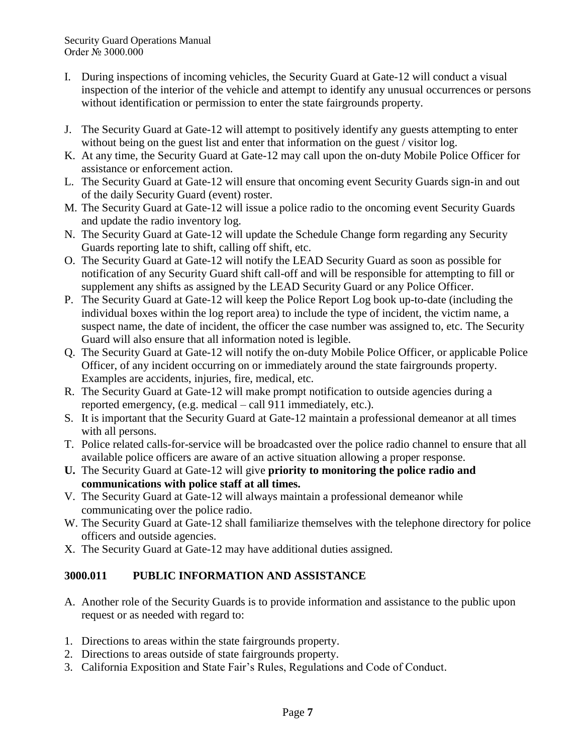I. During inspections of incoming vehicles, the Security Guard at Gate-12 will conduct a visual inspection of the interior of the vehicle and attempt to identify any unusual occurrences or persons without identification or permission to enter the state fairgrounds property.

J. The Security Guard at Gate-12 will attempt to positively identify any guests attempting to enter without being on the guest list and enter that information on the guest / visitor log.

K. At any time, the Security Guard at Gate-12 may call upon the on-duty Mobile Police Officer for assistance or enforcement action.

L. The Security Guard at Gate-12 will ensure that oncoming event Security Guards sign-in and out of the daily Security Guard (event) roster.

M. The Security Guard at Gate-12 will issue a police radio to the oncoming event Security Guards and update the radio inventory log.

N. The Security Guard at Gate-12 will update the Schedule Change form regarding any Security Guards reporting late to shift, calling off shift, etc.

O. The Security Guard at Gate-12 will notify the LEAD Security Guard as soon as possible for notification of any Security Guard shift call-off and will be responsible for attempting to fill or supplement any shifts as assigned by the LEAD Security Guard or any Police Officer.

P. The Security Guard at Gate-12 will keep the Police Report Log book up-to-date (including the individual boxes within the log report area) to include the type of incident, the victim name, a suspect name, the date of incident, the officer the case number was assigned to, etc. The Security Guard will also ensure that all information noted is legible.

Q. The Security Guard at Gate-12 will notify the on-duty Mobile Police Officer, or applicable Police Officer, of any incident occurring on or immediately around the state fairgrounds property. Examples are accidents, injuries, fire, medical, etc.

R. The Security Guard at Gate-12 will make prompt notification to outside agencies during a reported emergency, (e.g. medical – call 911 immediately, etc.).

S. It is important that the Security Guard at Gate-12 maintain a professional demeanor at all times with all persons.

T. Police related calls-for-service will be broadcasted over the police radio channel to ensure that all available police officers are aware of an active situation allowing a proper response.

**U.** The Security Guard at Gate-12 will give **priority to monitoring the police radio and communications with police staff at all times.**

V. The Security Guard at Gate-12 will always maintain a professional demeanor while communicating over the police radio.

W. The Security Guard at Gate-12 shall familiarize themselves with the telephone directory for police officers and outside agencies.

X. The Security Guard at Gate-12 may have additional duties assigned.

## 3000.011 PUBLIC INFORMATION AND ASSISTANCE

A. Another role of the Security Guards is to provide information and assistance to the public upon request or as needed with regard to:

1. Directions to areas within the state fairgrounds property.
2. Directions to areas outside of state fairgrounds property.
3. California Exposition and State Fair's Rules, Regulations and Code of Conduct.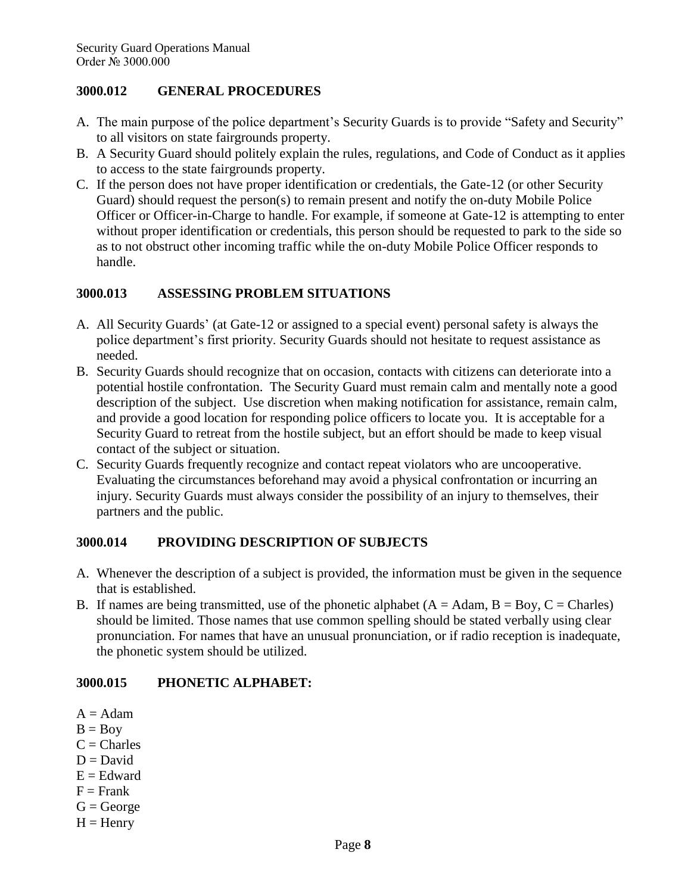## 3000.012 GENERAL PROCEDURES

A. The main purpose of the police department's Security Guards is to provide "Safety and Security" to all visitors on state fairgrounds property.
B. A Security Guard should politely explain the rules, regulations, and Code of Conduct as it applies to access to the state fairgrounds property.
C. If the person does not have proper identification or credentials, the Gate-12 (or other Security Guard) should request the person(s) to remain present and notify the on-duty Mobile Police Officer or Officer-in-Charge to handle. For example, if someone at Gate-12 is attempting to enter without proper identification or credentials, this person should be requested to park to the side so as to not obstruct other incoming traffic while the on-duty Mobile Police Officer responds to handle.

## 3000.013 ASSESSING PROBLEM SITUATIONS

A. All Security Guards' (at Gate-12 or assigned to a special event) personal safety is always the police department's first priority. Security Guards should not hesitate to request assistance as needed.
B. Security Guards should recognize that on occasion, contacts with citizens can deteriorate into a potential hostile confrontation. The Security Guard must remain calm and mentally note a good description of the subject. Use discretion when making notification for assistance, remain calm, and provide a good location for responding police officers to locate you. It is acceptable for a Security Guard to retreat from the hostile subject, but an effort should be made to keep visual contact of the subject or situation.
C. Security Guards frequently recognize and contact repeat violators who are uncooperative. Evaluating the circumstances beforehand may avoid a physical confrontation or incurring an injury. Security Guards must always consider the possibility of an injury to themselves, their partners and the public.

## 3000.014 PROVIDING DESCRIPTION OF SUBJECTS

A. Whenever the description of a subject is provided, the information must be given in the sequence that is established.
B. If names are being transmitted, use of the phonetic alphabet (A = Adam, B = Boy, C = Charles) should be limited. Those names that use common spelling should be stated verbally using clear pronunciation. For names that have an unusual pronunciation, or if radio reception is inadequate, the phonetic system should be utilized.

## 3000.015 PHONETIC ALPHABET:

A = Adam
B = Boy
C = Charles
D = David
E = Edward
F = Frank
G = George
H = Henry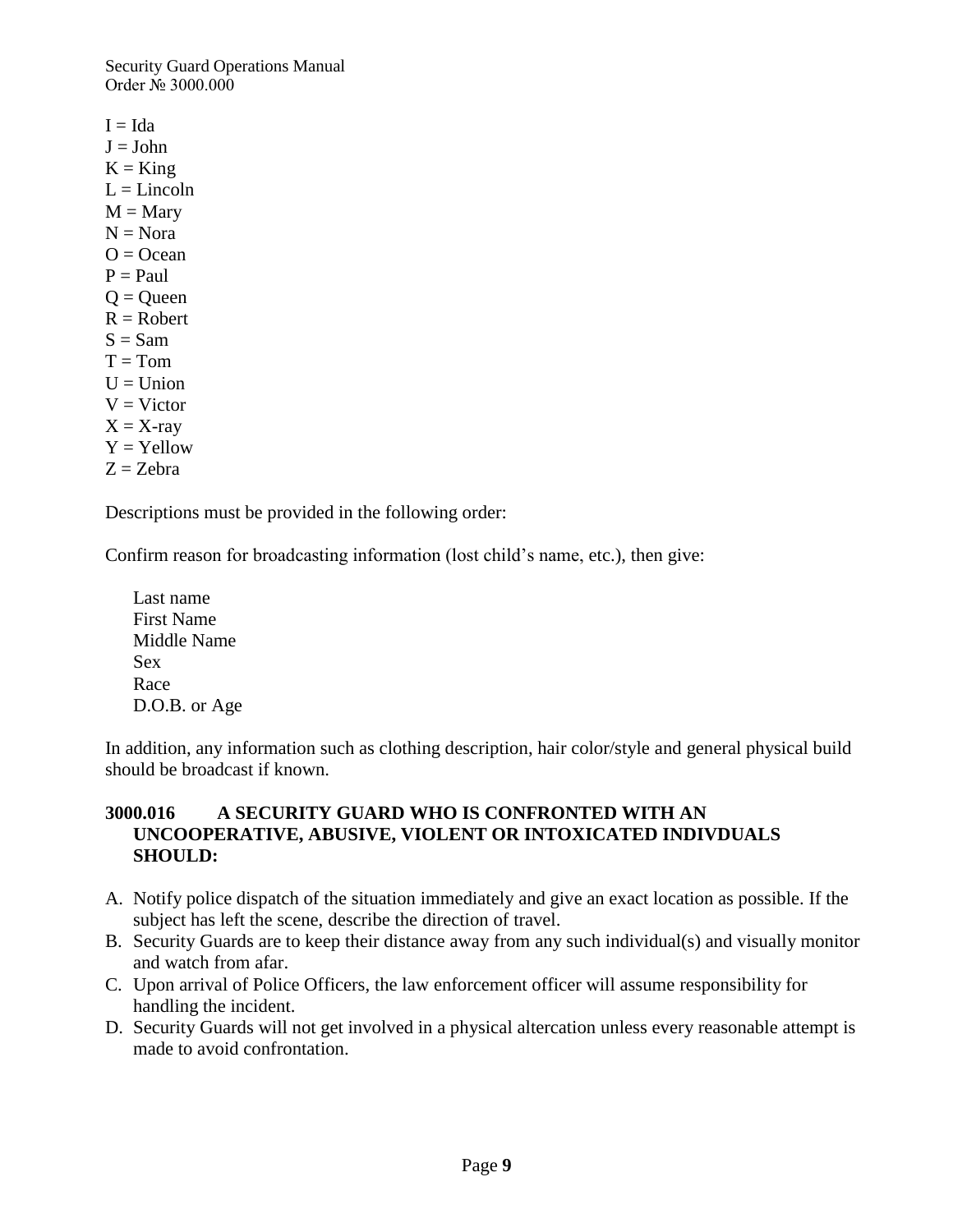I = Ida  
J = John  
K = King  
L = Lincoln  
M = Mary  
N = Nora  
O = Ocean  
P = Paul  
Q = Queen  
R = Robert  
S = Sam  
T = Tom  
U = Union  
V = Victor  
X = X-ray  
Y = Yellow  
Z = Zebra

Descriptions must be provided in the following order:

Confirm reason for broadcasting information (lost child's name, etc.), then give:

Last name  
First Name  
Middle Name  
Sex  
Race  
D.O.B. or Age

In addition, any information such as clothing description, hair color/style and general physical build should be broadcast if known.

### 3000.016 A SECURITY GUARD WHO IS CONFRONTED WITH AN UNCOOPERATIVE, ABUSIVE, VIOLENT OR INTOXICATED INDIVDUALS SHOULD:

A. Notify police dispatch of the situation immediately and give an exact location as possible. If the subject has left the scene, describe the direction of travel.
B. Security Guards are to keep their distance away from any such individual(s) and visually monitor and watch from afar.
C. Upon arrival of Police Officers, the law enforcement officer will assume responsibility for handling the incident.
D. Security Guards will not get involved in a physical altercation unless every reasonable attempt is made to avoid confrontation.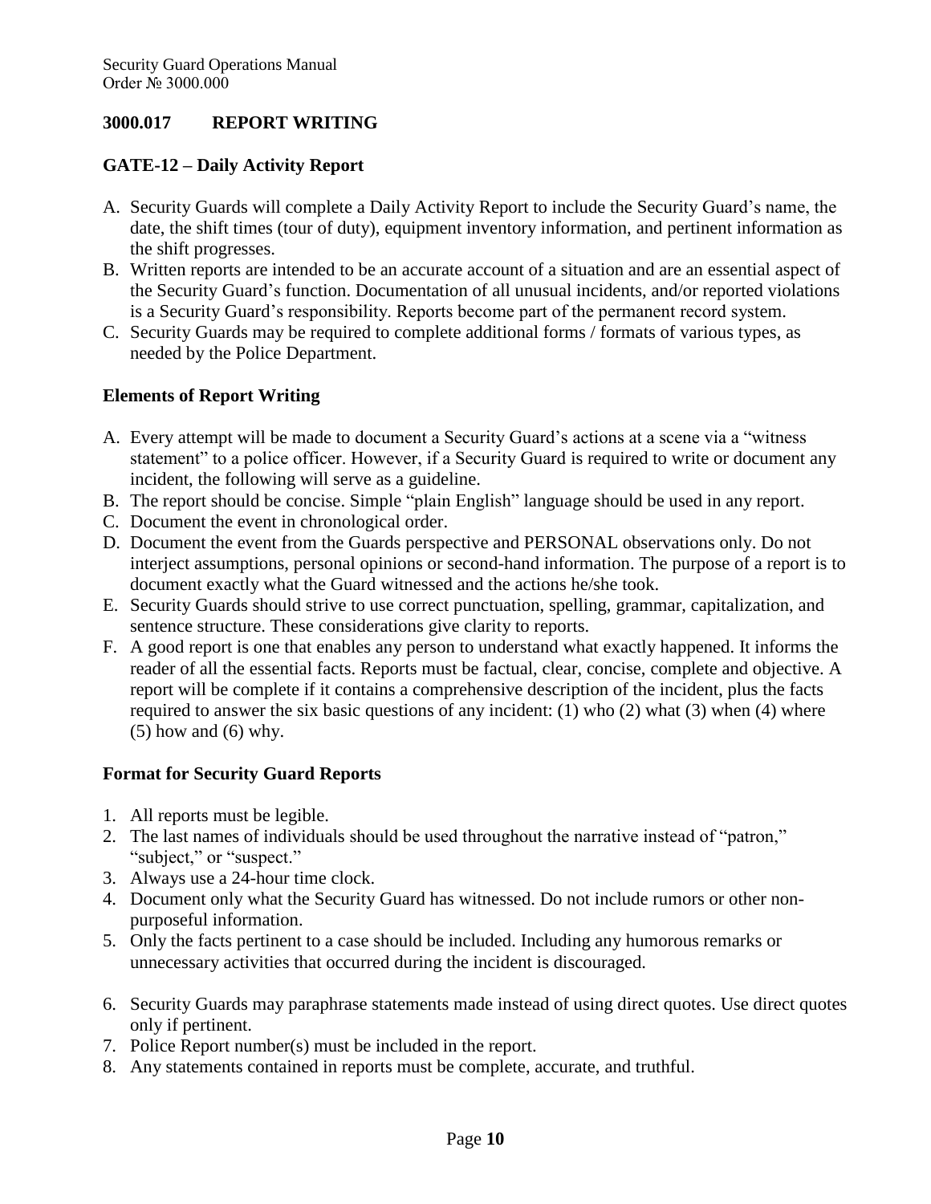## 3000.017 REPORT WRITING

### GATE-12 – Daily Activity Report

A. Security Guards will complete a Daily Activity Report to include the Security Guard's name, the date, the shift times (tour of duty), equipment inventory information, and pertinent information as the shift progresses.

B. Written reports are intended to be an accurate account of a situation and are an essential aspect of the Security Guard's function. Documentation of all unusual incidents, and/or reported violations is a Security Guard's responsibility. Reports become part of the permanent record system.

C. Security Guards may be required to complete additional forms / formats of various types, as needed by the Police Department.

### Elements of Report Writing

A. Every attempt will be made to document a Security Guard's actions at a scene via a "witness statement" to a police officer. However, if a Security Guard is required to write or document any incident, the following will serve as a guideline.

B. The report should be concise. Simple "plain English" language should be used in any report.

C. Document the event in chronological order.

D. Document the event from the Guards perspective and PERSONAL observations only. Do not interject assumptions, personal opinions or second-hand information. The purpose of a report is to document exactly what the Guard witnessed and the actions he/she took.

E. Security Guards should strive to use correct punctuation, spelling, grammar, capitalization, and sentence structure. These considerations give clarity to reports.

F. A good report is one that enables any person to understand what exactly happened. It informs the reader of all the essential facts. Reports must be factual, clear, concise, complete and objective. A report will be complete if it contains a comprehensive description of the incident, plus the facts required to answer the six basic questions of any incident: (1) who (2) what (3) when (4) where (5) how and (6) why.

### Format for Security Guard Reports

1. All reports must be legible.
2. The last names of individuals should be used throughout the narrative instead of "patron," "subject," or "suspect."
3. Always use a 24-hour time clock.
4. Document only what the Security Guard has witnessed. Do not include rumors or other non-purposeful information.
5. Only the facts pertinent to a case should be included. Including any humorous remarks or unnecessary activities that occurred during the incident is discouraged.
6. Security Guards may paraphrase statements made instead of using direct quotes. Use direct quotes only if pertinent.
7. Police Report number(s) must be included in the report.
8. Any statements contained in reports must be complete, accurate, and truthful.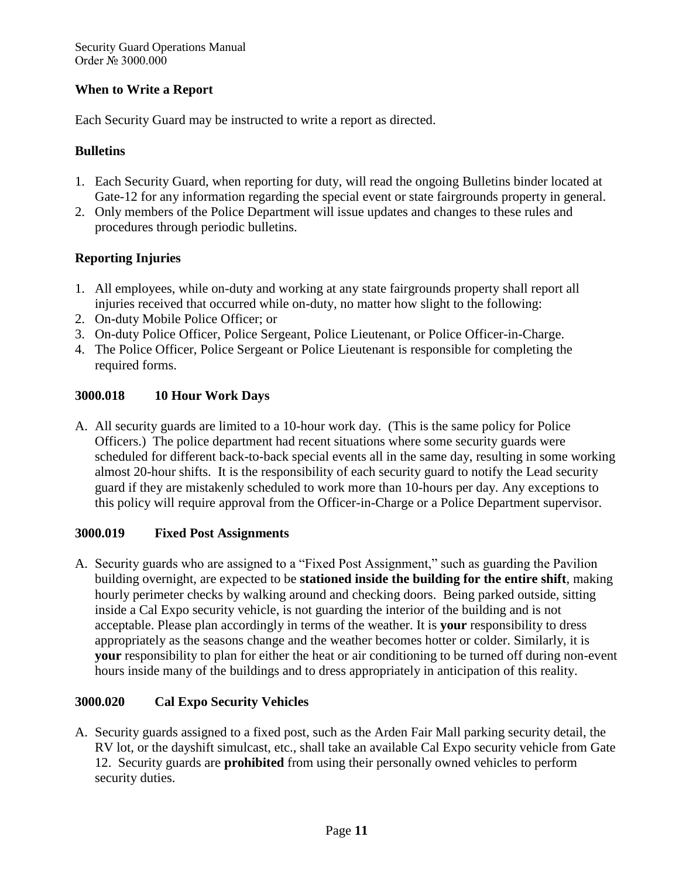## When to Write a Report

Each Security Guard may be instructed to write a report as directed.

## Bulletins

1. Each Security Guard, when reporting for duty, will read the ongoing Bulletins binder located at Gate-12 for any information regarding the special event or state fairgrounds property in general.
2. Only members of the Police Department will issue updates and changes to these rules and procedures through periodic bulletins.

## Reporting Injuries

1. All employees, while on-duty and working at any state fairgrounds property shall report all injuries received that occurred while on-duty, no matter how slight to the following:
2. On-duty Mobile Police Officer; or
3. On-duty Police Officer, Police Sergeant, Police Lieutenant, or Police Officer-in-Charge.
4. The Police Officer, Police Sergeant or Police Lieutenant is responsible for completing the required forms.

## 3000.018 10 Hour Work Days

A. All security guards are limited to a 10-hour work day. (This is the same policy for Police Officers.) The police department had recent situations where some security guards were scheduled for different back-to-back special events all in the same day, resulting in some working almost 20-hour shifts. It is the responsibility of each security guard to notify the Lead security guard if they are mistakenly scheduled to work more than 10-hours per day. Any exceptions to this policy will require approval from the Officer-in-Charge or a Police Department supervisor.

## 3000.019 Fixed Post Assignments

A. Security guards who are assigned to a "Fixed Post Assignment," such as guarding the Pavilion building overnight, are expected to be **stationed inside the building for the entire shift**, making hourly perimeter checks by walking around and checking doors. Being parked outside, sitting inside a Cal Expo security vehicle, is not guarding the interior of the building and is not acceptable. Please plan accordingly in terms of the weather. It is **your** responsibility to dress appropriately as the seasons change and the weather becomes hotter or colder. Similarly, it is **your** responsibility to plan for either the heat or air conditioning to be turned off during non-event hours inside many of the buildings and to dress appropriately in anticipation of this reality.

## 3000.020 Cal Expo Security Vehicles

A. Security guards assigned to a fixed post, such as the Arden Fair Mall parking security detail, the RV lot, or the dayshift simulcast, etc., shall take an available Cal Expo security vehicle from Gate 12. Security guards are **prohibited** from using their personally owned vehicles to perform security duties.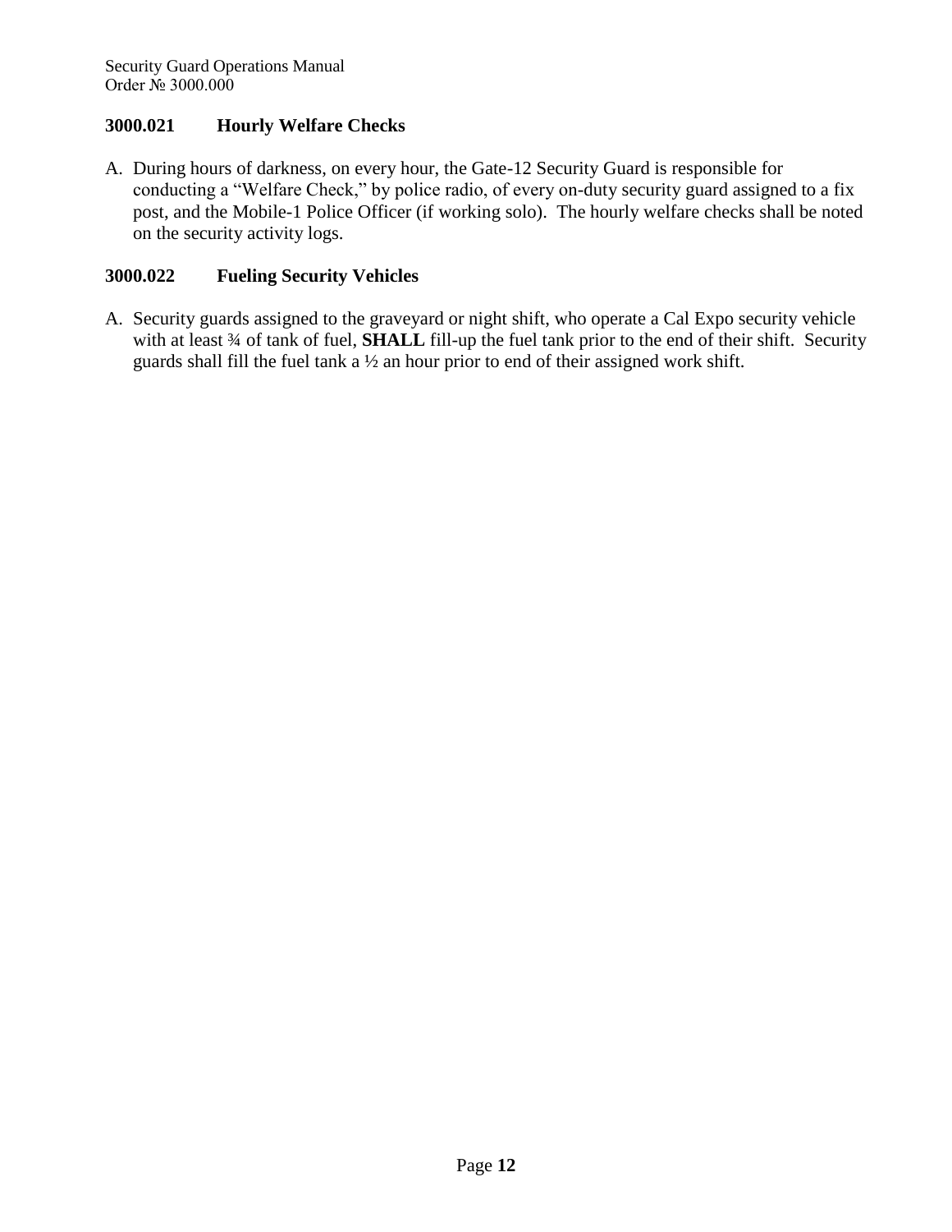### 3000.021 Hourly Welfare Checks

A. During hours of darkness, on every hour, the Gate-12 Security Guard is responsible for conducting a "Welfare Check," by police radio, of every on-duty security guard assigned to a fix post, and the Mobile-1 Police Officer (if working solo). The hourly welfare checks shall be noted on the security activity logs.

### 3000.022 Fueling Security Vehicles

A. Security guards assigned to the graveyard or night shift, who operate a Cal Expo security vehicle with at least ¾ of tank of fuel, **SHALL** fill-up the fuel tank prior to the end of their shift. Security guards shall fill the fuel tank a ½ an hour prior to end of their assigned work shift.